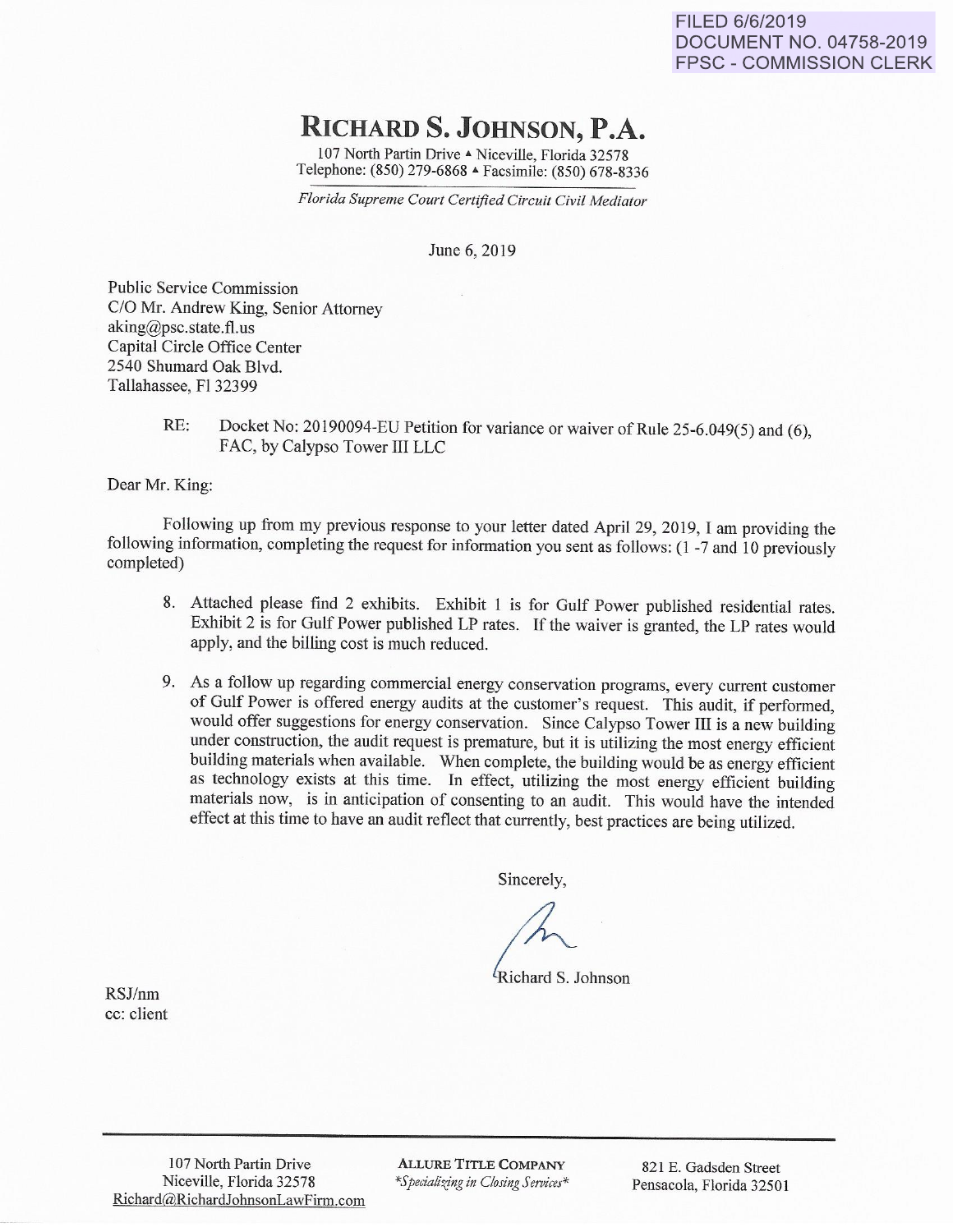FILED 6/6/2019
DOCUMENT NO. 04758-2019
FPSC - COMMISSION CLERK

# RICHARD S. JOHNSON, P.A.

107 North Partin Drive ▲ Niceville, Florida 32578
Telephone: (850) 279-6868 ▲ Facsimile: (850) 678-8336

*Florida Supreme Court Certified Circuit Civil Mediator*

June 6, 2019

Public Service Commission
C/O Mr. Andrew King, Senior Attorney
aking@psc.state.fl.us
Capital Circle Office Center
2540 Shumard Oak Blvd.
Tallahassee, Fl 32399

RE: Docket No: 20190094-EU Petition for variance or waiver of Rule 25-6.049(5) and (6), FAC, by Calypso Tower III LLC

Dear Mr. King:

Following up from my previous response to your letter dated April 29, 2019, I am providing the following information, completing the request for information you sent as follows: (1 -7 and 10 previously completed)

8. Attached please find 2 exhibits. Exhibit 1 is for Gulf Power published residential rates. Exhibit 2 is for Gulf Power published LP rates. If the waiver is granted, the LP rates would apply, and the billing cost is much reduced.

9. As a follow up regarding commercial energy conservation programs, every current customer of Gulf Power is offered energy audits at the customer's request. This audit, if performed, would offer suggestions for energy conservation. Since Calypso Tower III is a new building under construction, the audit request is premature, but it is utilizing the most energy efficient building materials when available. When complete, the building would be as energy efficient as technology exists at this time. In effect, utilizing the most energy efficient building materials now, is in anticipation of consenting to an audit. This would have the intended effect at this time to have an audit reflect that currently, best practices are being utilized.

Sincerely,

Richard S. Johnson

RSJ/nm
cc: client

107 North Partin Drive
Niceville, Florida 32578
Richard@RichardJohnsonLawFirm.com

**ALLURE TITLE COMPANY**
*\*Specializing in Closing Services\**

821 E. Gadsden Street
Pensacola, Florida 32501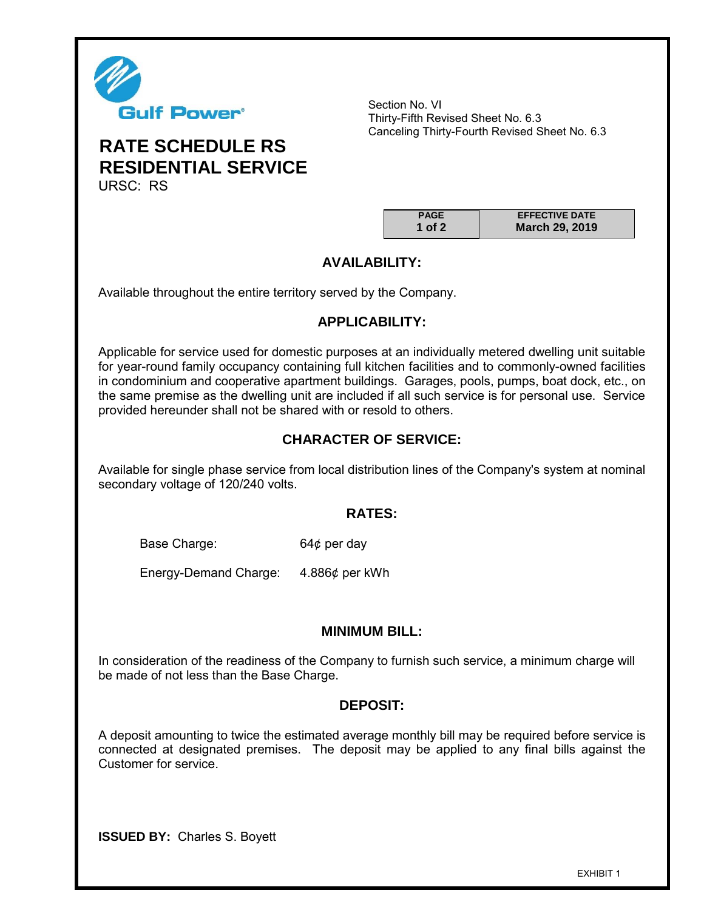Gulf Power

Section No. VI
Thirty-Fifth Revised Sheet No. 6.3
Canceling Thirty-Fourth Revised Sheet No. 6.3

# RATE SCHEDULE RS
# RESIDENTIAL SERVICE

URSC: RS

| PAGE | EFFECTIVE DATE |
|---|---|
| 1 of 2 | March 29, 2019 |

## AVAILABILITY:

Available throughout the entire territory served by the Company.

## APPLICABILITY:

Applicable for service used for domestic purposes at an individually metered dwelling unit suitable for year-round family occupancy containing full kitchen facilities and to commonly-owned facilities in condominium and cooperative apartment buildings. Garages, pools, pumps, boat dock, etc., on the same premise as the dwelling unit are included if all such service is for personal use. Service provided hereunder shall not be shared with or resold to others.

## CHARACTER OF SERVICE:

Available for single phase service from local distribution lines of the Company's system at nominal secondary voltage of 120/240 volts.

## RATES:

Base Charge: 64¢ per day

Energy-Demand Charge: 4.886¢ per kWh

## MINIMUM BILL:

In consideration of the readiness of the Company to furnish such service, a minimum charge will be made of not less than the Base Charge.

## DEPOSIT:

A deposit amounting to twice the estimated average monthly bill may be required before service is connected at designated premises. The deposit may be applied to any final bills against the Customer for service.

**ISSUED BY:** Charles S. Boyett

EXHIBIT 1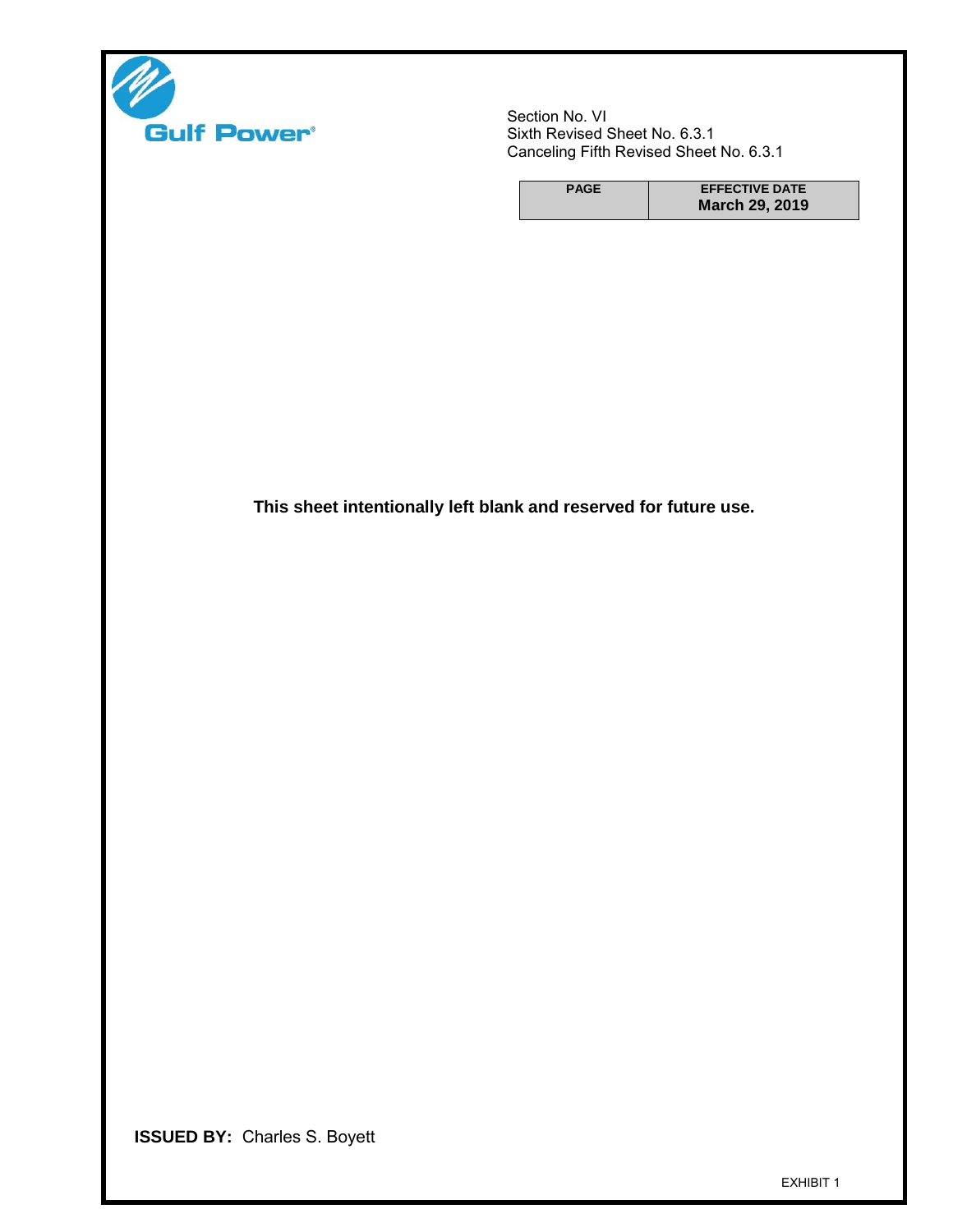Gulf Power

Section No. VI
Sixth Revised Sheet No. 6.3.1
Canceling Fifth Revised Sheet No. 6.3.1

| PAGE | EFFECTIVE DATE |
| --- | --- |
| | March 29, 2019 |

**This sheet intentionally left blank and reserved for future use.**

**ISSUED BY:** Charles S. Boyett

EXHIBIT 1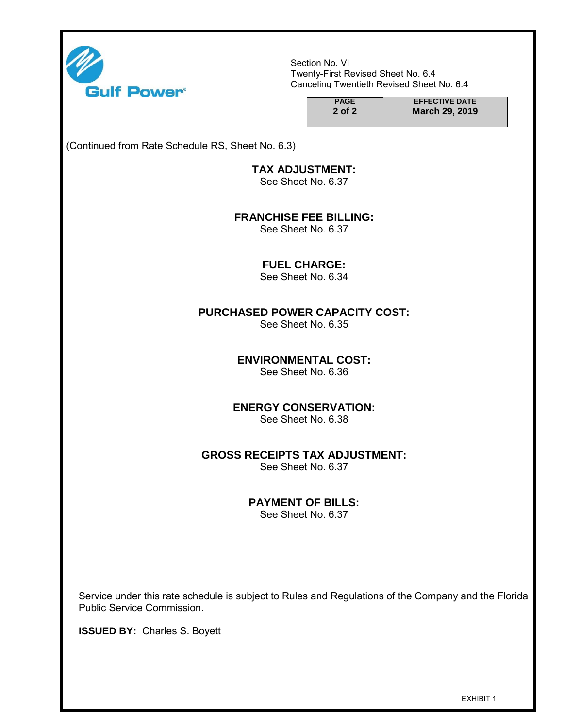Section No. VI
Twenty-First Revised Sheet No. 6.4
Canceling Twentieth Revised Sheet No. 6.4

| PAGE | EFFECTIVE DATE |
|---|---|
| 2 of 2 | March 29, 2019 |

(Continued from Rate Schedule RS, Sheet No. 6.3)

## TAX ADJUSTMENT:

See Sheet No. 6.37

## FRANCHISE FEE BILLING:

See Sheet No. 6.37

## FUEL CHARGE:

See Sheet No. 6.34

## PURCHASED POWER CAPACITY COST:

See Sheet No. 6.35

## ENVIRONMENTAL COST:

See Sheet No. 6.36

## ENERGY CONSERVATION:

See Sheet No. 6.38

## GROSS RECEIPTS TAX ADJUSTMENT:

See Sheet No. 6.37

## PAYMENT OF BILLS:

See Sheet No. 6.37

Service under this rate schedule is subject to Rules and Regulations of the Company and the Florida Public Service Commission.

**ISSUED BY:** Charles S. Boyett

EXHIBIT 1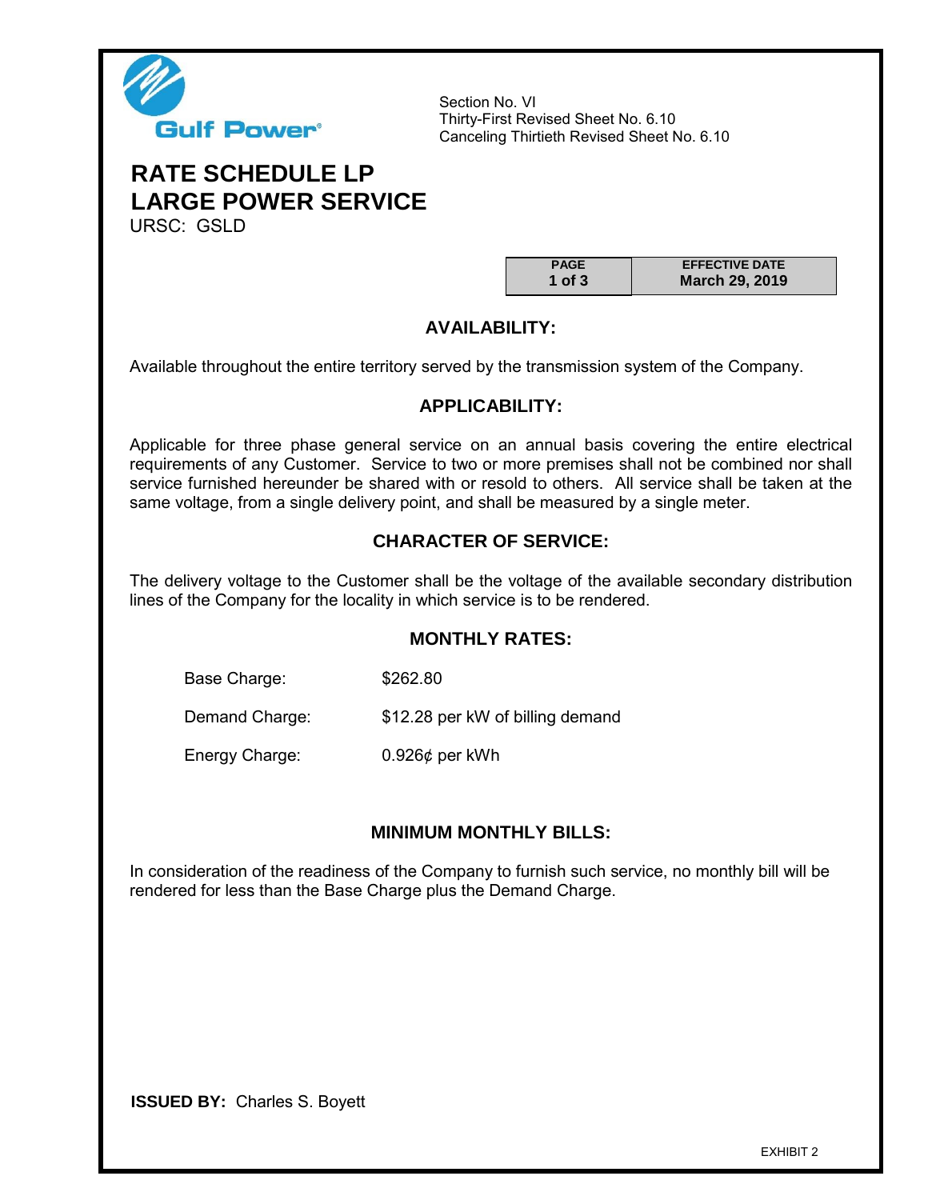Gulf Power

Section No. VI
Thirty-First Revised Sheet No. 6.10
Canceling Thirtieth Revised Sheet No. 6.10

# RATE SCHEDULE LP
# LARGE POWER SERVICE

URSC: GSLD

| PAGE | EFFECTIVE DATE |
|---|---|
| 1 of 3 | March 29, 2019 |

## AVAILABILITY:

Available throughout the entire territory served by the transmission system of the Company.

## APPLICABILITY:

Applicable for three phase general service on an annual basis covering the entire electrical requirements of any Customer. Service to two or more premises shall not be combined nor shall service furnished hereunder be shared with or resold to others. All service shall be taken at the same voltage, from a single delivery point, and shall be measured by a single meter.

## CHARACTER OF SERVICE:

The delivery voltage to the Customer shall be the voltage of the available secondary distribution lines of the Company for the locality in which service is to be rendered.

## MONTHLY RATES:

| | |
|---|---|
| Base Charge: | $262.80 |
| Demand Charge: | $12.28 per kW of billing demand |
| Energy Charge: | 0.926¢ per kWh |

## MINIMUM MONTHLY BILLS:

In consideration of the readiness of the Company to furnish such service, no monthly bill will be rendered for less than the Base Charge plus the Demand Charge.

**ISSUED BY:** Charles S. Boyett

EXHIBIT 2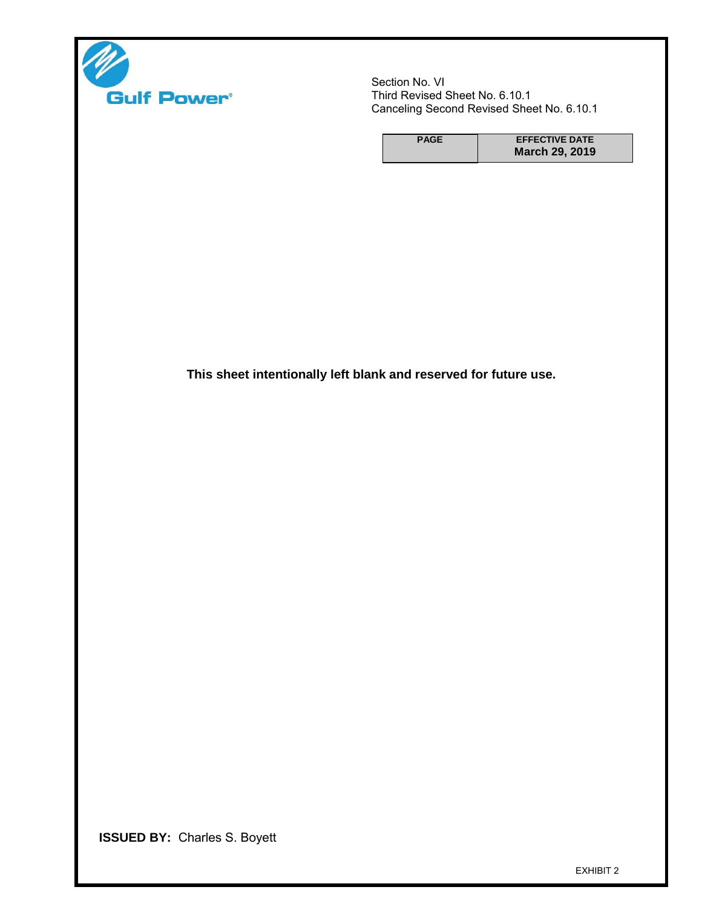Gulf Power

Section No. VI
Third Revised Sheet No. 6.10.1
Canceling Second Revised Sheet No. 6.10.1

| PAGE | EFFECTIVE DATE |
|---|---|
| | **March 29, 2019** |

**This sheet intentionally left blank and reserved for future use.**

**ISSUED BY:** Charles S. Boyett

EXHIBIT 2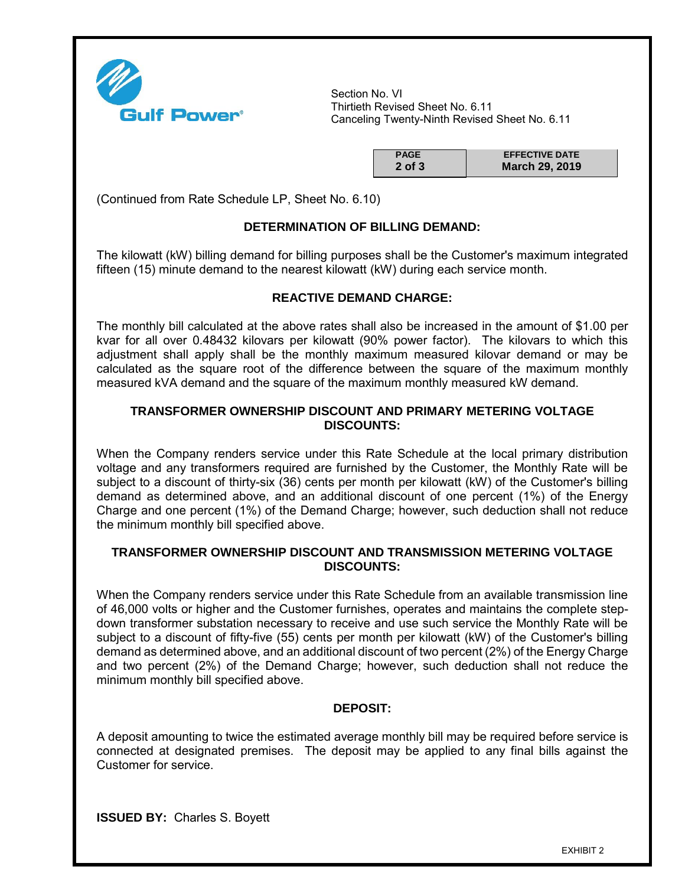Gulf Power®

Section No. VI
Thirtieth Revised Sheet No. 6.11
Canceling Twenty-Ninth Revised Sheet No. 6.11

| PAGE | EFFECTIVE DATE |
| --- | --- |
| 2 of 3 | March 29, 2019 |

(Continued from Rate Schedule LP, Sheet No. 6.10)

## DETERMINATION OF BILLING DEMAND:

The kilowatt (kW) billing demand for billing purposes shall be the Customer's maximum integrated fifteen (15) minute demand to the nearest kilowatt (kW) during each service month.

## REACTIVE DEMAND CHARGE:

The monthly bill calculated at the above rates shall also be increased in the amount of $1.00 per kvar for all over 0.48432 kilovars per kilowatt (90% power factor). The kilovars to which this adjustment shall apply shall be the monthly maximum measured kilovar demand or may be calculated as the square root of the difference between the square of the maximum monthly measured kVA demand and the square of the maximum monthly measured kW demand.

## TRANSFORMER OWNERSHIP DISCOUNT AND PRIMARY METERING VOLTAGE DISCOUNTS:

When the Company renders service under this Rate Schedule at the local primary distribution voltage and any transformers required are furnished by the Customer, the Monthly Rate will be subject to a discount of thirty-six (36) cents per month per kilowatt (kW) of the Customer's billing demand as determined above, and an additional discount of one percent (1%) of the Energy Charge and one percent (1%) of the Demand Charge; however, such deduction shall not reduce the minimum monthly bill specified above.

## TRANSFORMER OWNERSHIP DISCOUNT AND TRANSMISSION METERING VOLTAGE DISCOUNTS:

When the Company renders service under this Rate Schedule from an available transmission line of 46,000 volts or higher and the Customer furnishes, operates and maintains the complete step-down transformer substation necessary to receive and use such service the Monthly Rate will be subject to a discount of fifty-five (55) cents per month per kilowatt (kW) of the Customer's billing demand as determined above, and an additional discount of two percent (2%) of the Energy Charge and two percent (2%) of the Demand Charge; however, such deduction shall not reduce the minimum monthly bill specified above.

## DEPOSIT:

A deposit amounting to twice the estimated average monthly bill may be required before service is connected at designated premises. The deposit may be applied to any final bills against the Customer for service.

**ISSUED BY:** Charles S. Boyett

EXHIBIT 2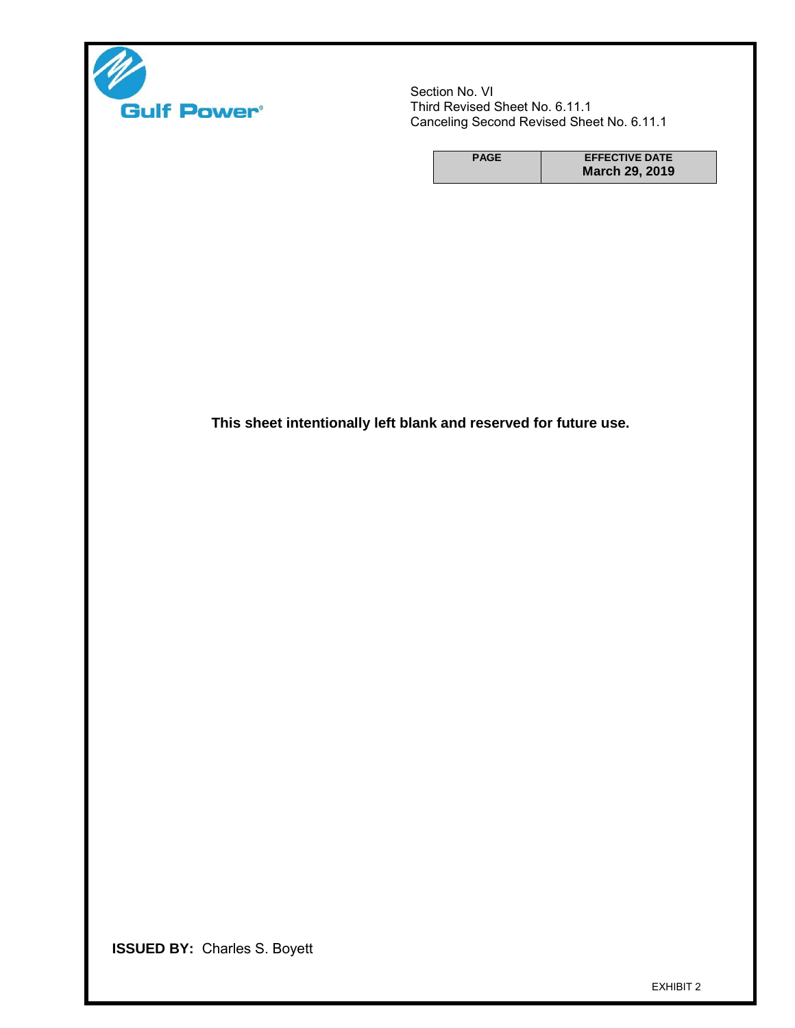Gulf Power

Section No. VI
Third Revised Sheet No. 6.11.1
Canceling Second Revised Sheet No. 6.11.1

| PAGE | EFFECTIVE DATE |
| --- | --- |
| | March 29, 2019 |

**This sheet intentionally left blank and reserved for future use.**

**ISSUED BY:** Charles S. Boyett

EXHIBIT 2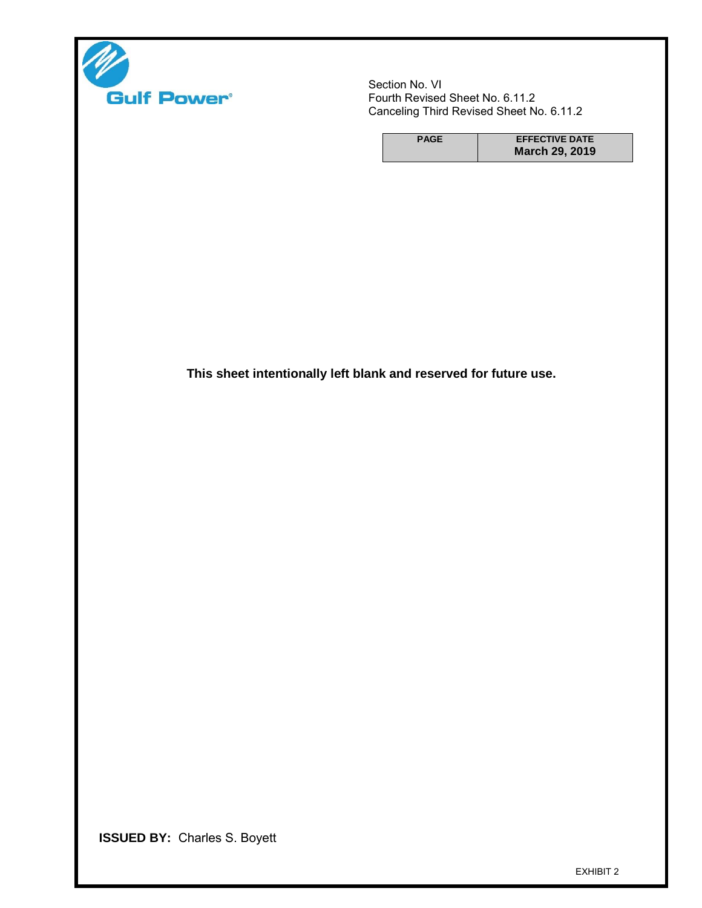Gulf Power

Section No. VI
Fourth Revised Sheet No. 6.11.2
Canceling Third Revised Sheet No. 6.11.2

| PAGE | EFFECTIVE DATE |
| --- | --- |
| | **March 29, 2019** |

**This sheet intentionally left blank and reserved for future use.**

**ISSUED BY:** Charles S. Boyett

EXHIBIT 2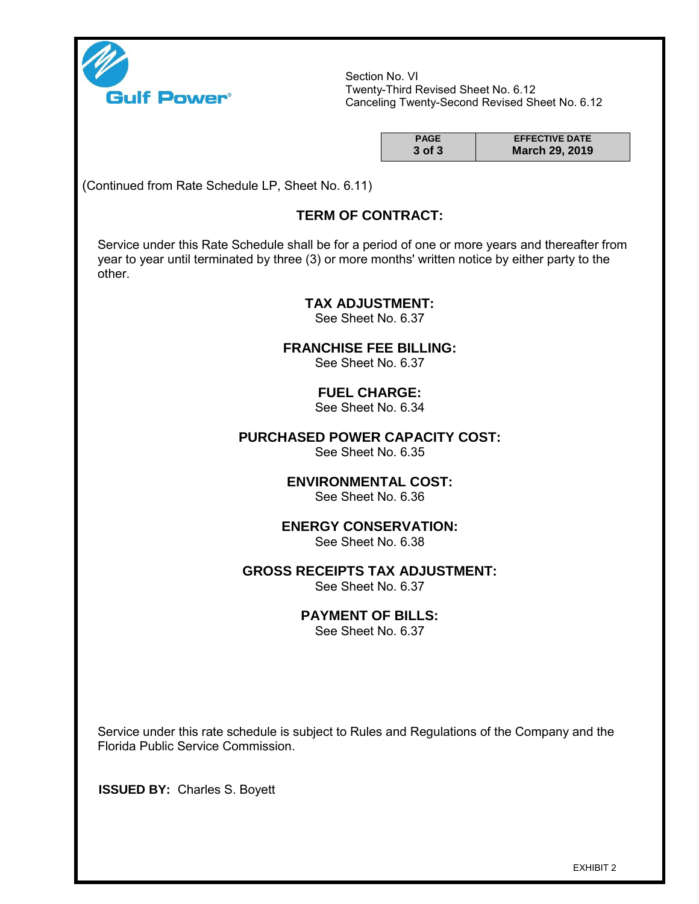Section No. VI
Twenty-Third Revised Sheet No. 6.12
Canceling Twenty-Second Revised Sheet No. 6.12

| PAGE | EFFECTIVE DATE |
|---|---|
| 3 of 3 | March 29, 2019 |

(Continued from Rate Schedule LP, Sheet No. 6.11)

## TERM OF CONTRACT:

Service under this Rate Schedule shall be for a period of one or more years and thereafter from year to year until terminated by three (3) or more months' written notice by either party to the other.

## TAX ADJUSTMENT:

See Sheet No. 6.37

## FRANCHISE FEE BILLING:

See Sheet No. 6.37

## FUEL CHARGE:

See Sheet No. 6.34

## PURCHASED POWER CAPACITY COST:

See Sheet No. 6.35

## ENVIRONMENTAL COST:

See Sheet No. 6.36

## ENERGY CONSERVATION:

See Sheet No. 6.38

## GROSS RECEIPTS TAX ADJUSTMENT:

See Sheet No. 6.37

## PAYMENT OF BILLS:

See Sheet No. 6.37

Service under this rate schedule is subject to Rules and Regulations of the Company and the Florida Public Service Commission.

**ISSUED BY:** Charles S. Boyett

EXHIBIT 2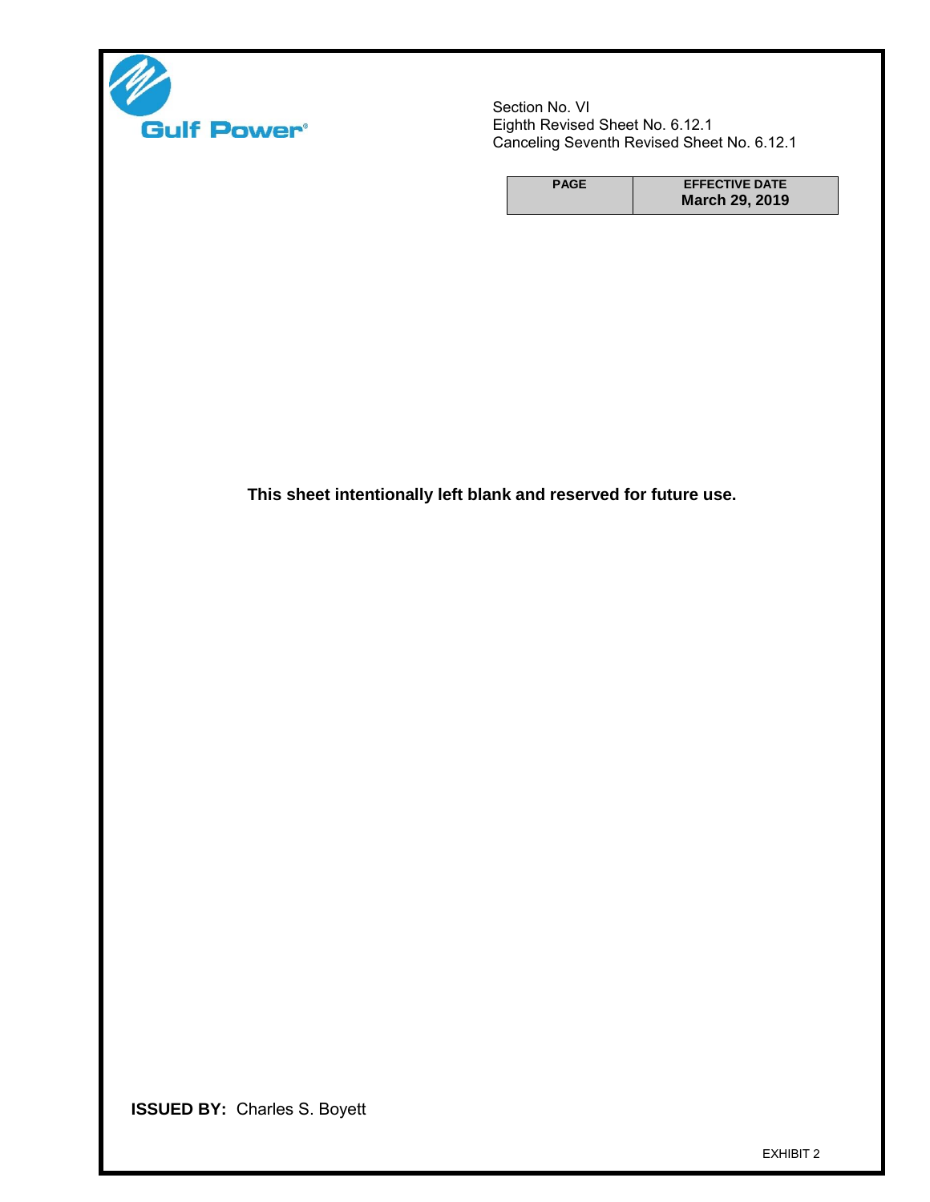Section No. VI
Eighth Revised Sheet No. 6.12.1
Canceling Seventh Revised Sheet No. 6.12.1

| PAGE | EFFECTIVE DATE |
| --- | --- |
| | March 29, 2019 |

**This sheet intentionally left blank and reserved for future use.**

**ISSUED BY:** Charles S. Boyett

EXHIBIT 2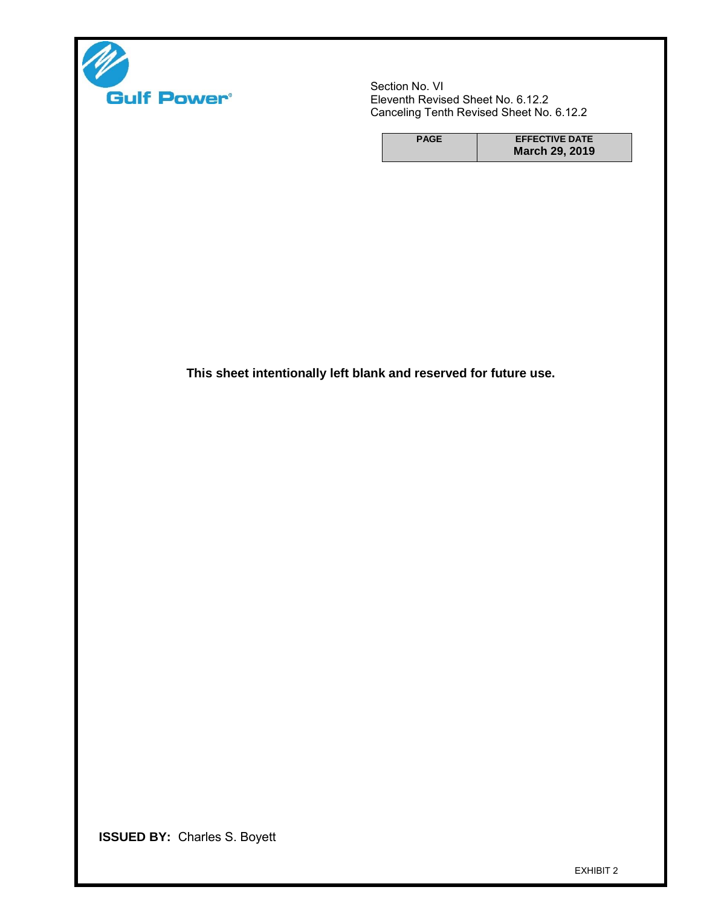Gulf Power

Section No. VI
Eleventh Revised Sheet No. 6.12.2
Canceling Tenth Revised Sheet No. 6.12.2

| PAGE | EFFECTIVE DATE |
| --- | --- |
| | March 29, 2019 |

**This sheet intentionally left blank and reserved for future use.**

**ISSUED BY:** Charles S. Boyett

EXHIBIT 2